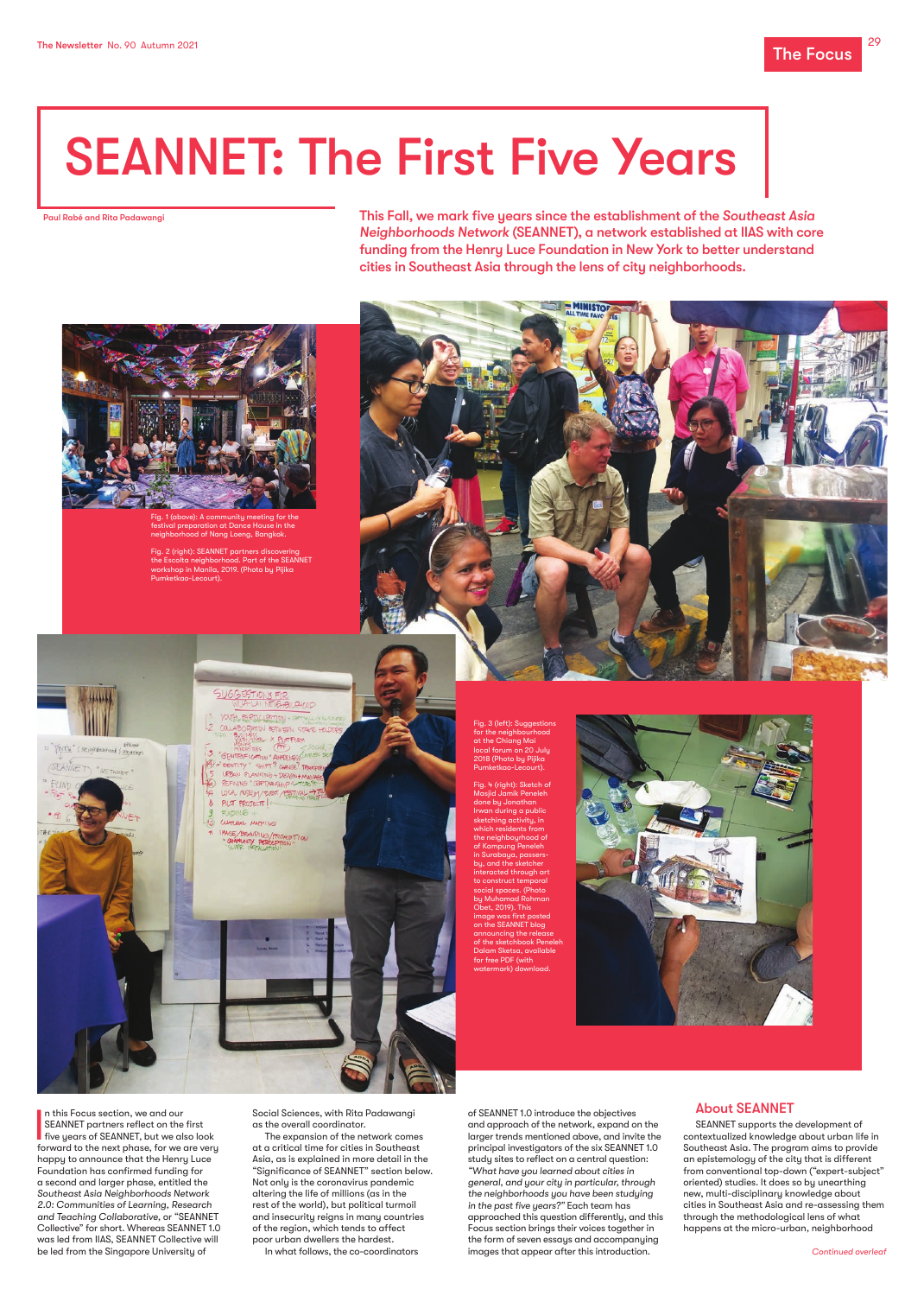# SEANNET: The First Five Years

Paul Rabé and Rita Padawangi

**This Fall, we mark five years since the establishment of the *Southeast Asia Neighborhoods Network* (SEANNET), a network established at IIAS with core funding from the Henry Luce Foundation in New York to better understand cities in Southeast Asia through the lens of city neighborhoods.**

Fig. 1 (above): A community meeting for the festival preparation at Dance House in the neighborhood of Nang Loeng, Bangkok.

Fig. 2 (right): SEANNET partners discovering the Escolta neighborhood. Part of the SEANNET workshop in Manila, 2019. (Photo by Pijika Pumketkao-Lecourt).

Fig. 3 (left): Suggestions for the neighbourhood at the Chiang Mai local forum on 20 July 2018 (Photo by Pijika Pumketkao-Lecourt).

Fig. 4 (right): Sketch of Masjid Jamik Peneleh done by Jonathan Irwan during a public sketching activity, in which residents from the neighbourhood of of Kampung Peneleh in Surabaya, passers-by, and the sketcher interacted through art to construct temporal social spaces. (Photo by Muhamad Rohman Obet, 2019). This image was first posted on the SEANNET blog announcing the release of the sketchbook Peneleh Dalam Sketsa, available for free PDF (with watermark) download.

In this Focus section, we and our SEANNET partners reflect on the first five years of SEANNET, but we also look forward to the next phase, for we are very happy to announce that the Henry Luce Foundation has confirmed funding for a second and larger phase, entitled the *Southeast Asia Neighborhoods Network 2.0: Communities of Learning, Research and Teaching Collaborative*, or "SEANNET Collective" for short. Whereas SEANNET 1.0 was led from IIAS, SEANNET Collective will be led from the Singapore University of Social Sciences, with Rita Padawangi as the overall coordinator.

The expansion of the network comes at a critical time for cities in Southeast Asia, as is explained in more detail in the "Significance of SEANNET" section below. Not only is the coronavirus pandemic altering the life of millions (as in the rest of the world), but political turmoil and insecurity reigns in many countries of the region, which tends to affect poor urban dwellers the hardest.

In what follows, the co-coordinators of SEANNET 1.0 introduce the objectives and approach of the network, expand on the larger trends mentioned above, and invite the principal investigators of the six SEANNET 1.0 study sites to reflect on a central question: *"What have you learned about cities in general, and your city in particular, through the neighborhoods you have been studying in the past five years?"* Each team has approached this question differently, and this Focus section brings their voices together in the form of seven essays and accompanying images that appear after this introduction.

## About SEANNET

SEANNET supports the development of contextualized knowledge about urban life in Southeast Asia. The program aims to provide an epistemology of the city that is different from conventional top-down ("expert-subject" oriented) studies. It does so by unearthing new, multi-disciplinary knowledge about cities in Southeast Asia and re-assessing them through the methodological lens of what happens at the micro-urban, neighborhood

*Continued overleaf*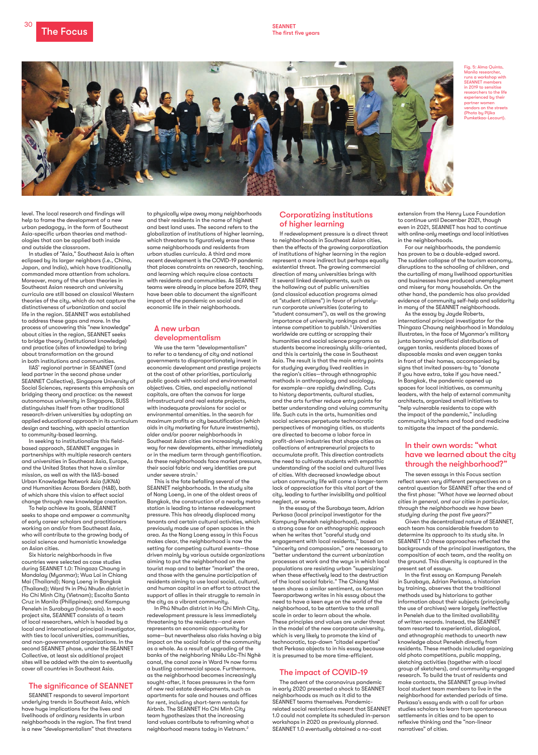Fig. 5: Alma Quinto, Manila researcher, runs a workshop with SEANNET members in 2019 to sensitise researchers to the life experienced by their partner women vendors on the streets (Photo by Pijika Pumketkao-Lecourt).

level. The local research and findings will help to frame the development of a new urban pedagogy, in the form of Southeast Asia-specific urban theories and methodologies that can be applied both inside and outside the classroom.

In studies of "Asia," Southeast Asia is often eclipsed by its larger neighbors (i.e., China, Japan, and India), which have traditionally commanded more attention from scholars. Moreover, many of the urban theories in Southeast Asian research and university curricula are still based on classical Western theories of the city, which do not capture the distinctiveness of urbanization and social life in the region. SEANNET was established to address these gaps and more. In the process of uncovering this "new knowledge" about cities in the region, SEANNET seeks to bridge theory (institutional knowledge) and practice (sites of knowledge) to bring about transformation on the ground in both institutions and communities.

IIAS' regional partner in SEANNET (and lead partner in the second phase under SEANNET Collective), Singapore University of Social Sciences, represents this emphasis on bridging theory and practice: as the newest autonomous university in Singapore, SUSS distinguishes itself from other traditional research-driven universities by adopting an applied educational approach in its curriculum design and teaching, with special attention to community-based learning.

In seeking to institutionalize this field-based approach, SEANNET engages in partnerships with multiple research centers and universities in Southeast Asia, Europe, and the United States that have a similar mission, as well as with the IIAS-based Urban Knowledge Network Asia (UKNA) and Humanities Across Borders (HAB), both of which share this vision to effect social change through new knowledge creation.

To help achieve its goals, SEANNET seeks to shape and empower a community of early career scholars and practitioners working on and/or from Southeast Asia, who will contribute to the growing body of social science and humanistic knowledge on Asian cities.

Six historic neighborhoods in five countries were selected as case studies during SEANNET 1.0: Thingaza Chaung in Mandalay (Myanmar); Wua Lai in Chiang Mai (Thailand); Nang Loeng in Bangkok (Thailand); Ward 14 in Phú Nhuân district in Ho Chi Minh City (Vietnam); Escolta Santa Cruz in Manila (Philippines); and Kampung Peneleh in Surabaya (Indonesia). In each project site, SEANNET consists of a team of local researchers, which is headed by a local and international principal investigator, with ties to local universities, communities, and non-governmental organizations. In the second SEANNET phase, under the SEANNET Collective, at least six additional project sites will be added with the aim to eventually cover all countries in Southeast Asia.

## The significance of SEANNET

SEANNET responds to several important underlying trends in Southeast Asia, which have huge implications for the lives and livelihoods of ordinary residents in urban neighborhoods in the region. The first trend is a new "developmentalism" that threatens to physically wipe away many neighborhoods and their residents in the name of highest and best land uses. The second refers to the globalization of institutions of higher learning, which threatens to figuratively erase these same neighborhoods and residents from urban studies curricula. A third and more recent development is the COVID-19 pandemic that places constraints on research, teaching, and learning which require close contacts with residents and communities. As SEANNET teams were already in place before 2019, they have been able to document the significant impact of the pandemic on social and economic life in their neighborhoods.

## A new urban developmentalism

We use the term "developmentalism" to refer to a tendency of city and national governments to disproportionately invest in economic development and prestige projects at the cost of other priorities, particularly public goods with social and environmental objectives. Cities, and especially national capitals, are often the canvas for large infrastructural and real estate projects, with inadequate provisions for social or environmental amenities. In the search for maximum profits or city beautification (which aids in city marketing for future investments), older and/or poorer neighborhoods in Southeast Asian cities are increasingly making way for new developments, either immediately or in the medium term through gentrification. As these neighborhoods face market pressure, their social fabric and very identities are put under severe strain.[1]

This is the fate befalling several of the SEANNET neighborhoods. In the study site of Nang Loeng, in one of the oldest areas of Bangkok, the construction of a nearby metro station is leading to intense redevelopment pressure. This has already displaced many tenants and certain cultural activities, which previously made use of open spaces in the area. As the Nang Loeng essay in this Focus makes clear, the neighborhood is now the setting for competing cultural events—those driven mainly by various outside organizations aiming to put the neighborhood on the tourist map and to better "market" the area, and those with the genuine participation of residents aiming to use local social, cultural, and human capital in an effort to attract the support of allies in their struggle to remain in the city as a vibrant community.

In Phú Nhuân district in Ho Chi Minh City, redevelopment pressure is less immediately threatening to the residents—and even represents an economic opportunity for some—but nevertheless also risks having a big impact on the social fabric of the community as a whole. As a result of upgrading of the banks of the neighboring Nhiêu Lôc-Thi Nghè canal, the canal zone in Ward 14 now forms a bustling commercial space. Furthermore, as the neighborhood becomes increasingly sought-after, it faces pressures in the form of new real estate developments, such as apartments for sale and houses and offices for rent, including short-term rentals for Airbnb. The SEANNET Ho Chi Minh City team hypothesizes that the increasing land values contribute to reframing what a neighborhood means today in Vietnam.[2]

## Corporatizing institutions of higher learning

If redevelopment pressure is a direct threat to neighborhoods in Southeast Asian cities, then the effects of the growing corporatization of institutions of higher learning in the region represent a more indirect but perhaps equally existential threat. The growing commercial direction of many universities brings with it several linked developments, such as the hollowing out of public universities (and classical education programs aimed at "student citizens") in favor of privately-run corporate universities (catering to "student consumers"), as well as the growing importance of university rankings and an intense competition to publish.[3] Universities worldwide are cutting or scrapping their humanities and social science programs as students become increasingly skills-oriented, and this is certainly the case in Southeast Asia. The result is that the main entry points for studying everyday lived realities in the region's cities—through ethnographic methods in anthropology and sociology, for example—are rapidly dwindling. Cuts to history departments, cultural studies, and the arts further reduce entry points for better understanding and valuing community life. Such cuts in the arts, humanities and social sciences perpetuate technocratic perspectives of managing cities, as students are directed to become a labor force in profit-driven industries that shape cities as collections of entrepreneurial projects to accumulate profit. This direction contradicts the need to cultivate students with empathic understanding of the social and cultural lives of cities. With decreased knowledge about urban community life will come a longer-term lack of appreciation for this vital part of the city, leading to further invisibility and political neglect, or worse.

In the essay of the Surabaya team, Adrian Perkasa (local principal investigator for the Kampung Peneleh neighborhood), makes a strong case for an ethnographic approach when he writes that "careful study and engagement with local residents," based on "sincerity and compassion," are necessary to "better understand the current urbanization processes at work and the ways in which local populations are resisting urban "supersizing" when these effectively lead to the destruction of the local social fabric." The Chiang Mai team shares a similar sentiment, as Komson Teeraparbwong writes in his essay about the need to have a keen eye on the world of the neighborhood, to be attentive to the small scale in order to learn about the whole. These principles and values are under threat in the model of the new corporate university, which is very likely to promote the kind of technocratic, top-down "citadel expertise" that Perkasa objects to in his essay because it is presumed to be more time-efficient.

## The impact of COVID-19

The advent of the coronavirus pandemic in early 2020 presented a shock to SEANNET neighborhoods as much as it did to the SEANNET teams themselves. Pandemic-related social restrictions meant that SEANNET 1.0 could not complete its scheduled in-person workshops in 2020 as previously planned. SEANNET 1.0 eventually obtained a no-cost extension from the Henry Luce Foundation to continue until December 2021, though even in 2021, SEANNET has had to continue with online-only meetings and local initiatives in the neighborhoods.

For our neighborhoods, the pandemic has proven to be a double-edged sword. The sudden collapse of the tourism economy, disruptions to the schooling of children, and the curtailing of many livelihood opportunities and businesses have produced unemployment and misery for many households. On the other hand, the pandemic has also provided evidence of community self-help and solidarity in many of the SEANNET neighborhoods.

As the essay by Jayde Roberts, international principal investigator for the Thingaza Chaung neighborhood in Mandalay illustrates, in the face of Myanmar's military junta banning unofficial distributions of oxygen tanks, residents placed boxes of disposable masks and even oxygen tanks in front of their homes, accompanied by signs that invited passers-by to "donate if you have extra, take if you have need." In Bangkok, the pandemic opened up spaces for local initiatives, as community leaders, with the help of external community architects, organized small initiatives to "help vulnerable residents to cope with the impact of the pandemic," including community kitchens and food and medicine to mitigate the impact of the pandemic.

## In their own words: "what have we learned about the city through the neighborhood?"

The seven essays in this Focus section reflect seven very different perspectives on a central question for SEANNET after the end of the first phase: "*What have we learned about cities in general, and our cities in particular, through the neighborhoods we have been studying during the past five years?*"

Given the decentralized nature of SEANNET, each team has considerable freedom to determine its approach to its study site. In SEANNET 1.0 these approaches reflected the backgrounds of the principal investigators, the composition of each team, and the reality on the ground. This diversity is captured in the present set of essays.

In the first essay on Kampung Peneleh in Surabaya, Adrian Perkasa, a historian by training, observes that the traditional methods used by historians to gather information about their subjects (principally the use of archives) were largely ineffective in Peneleh due to the limited availability of written records. Instead, the SEANNET team resorted to experiential, dialogical, and ethnographic methods to unearth new knowledge about Peneleh directly from residents. These methods included organizing old photo competitions, public mapping, sketching activities (together with a local group of sketchers), and community-engaged research. To build the trust of residents and make contacts, the SEANNET group invited local student team members to live in the neighborhood for extended periods of time. Perkasa's essay ends with a call for urban studies scholars to learn from spontaneous settlements in cities and to be open to reflexive thinking and the "non-linear narratives" of cities.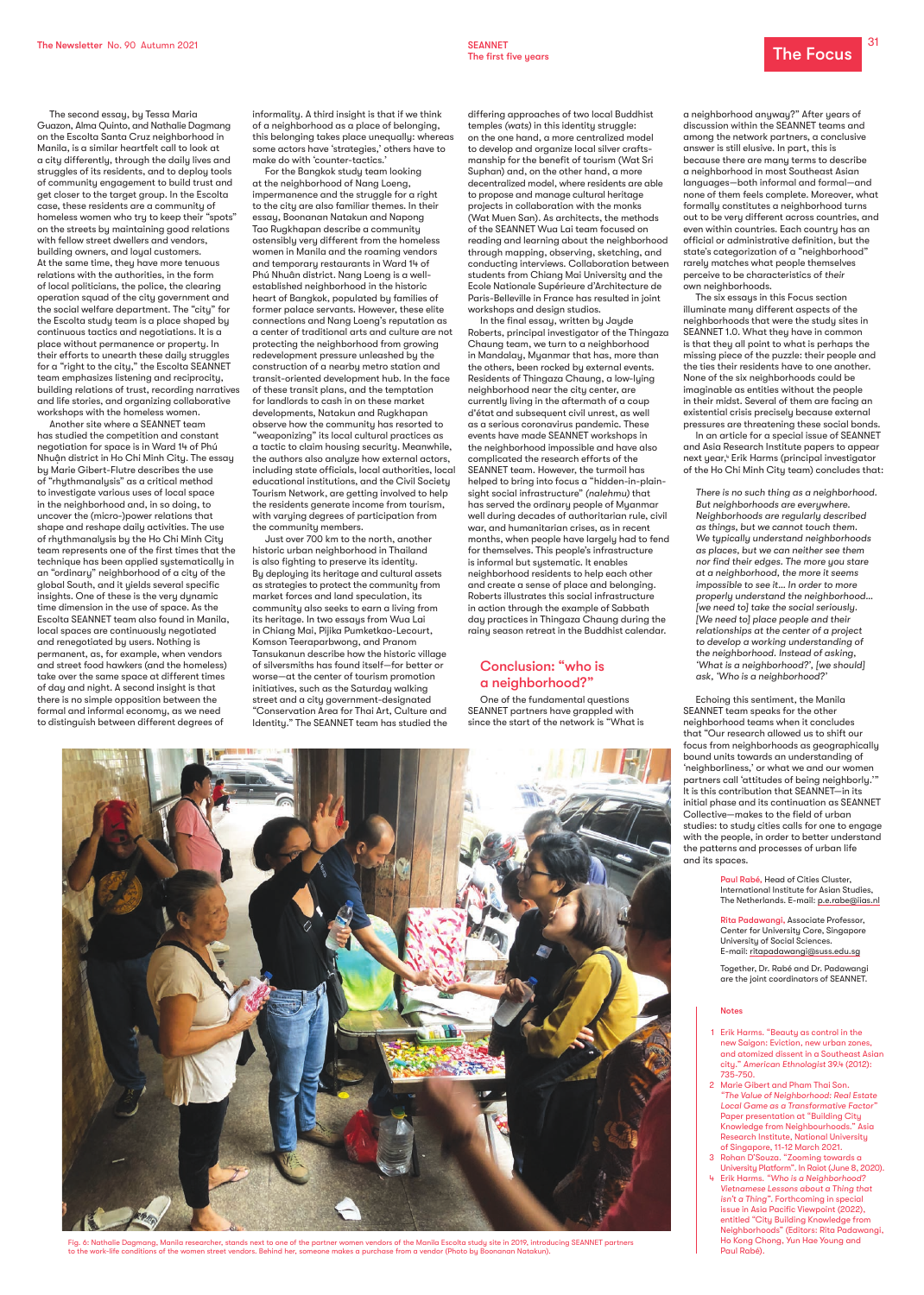The second essay, by Tessa Maria Guazon, Alma Quinto, and Nathalie Dagmang on the Escolta Santa Cruz neighborhood in Manila, is a similar heartfelt call to look at a city differently, through the daily lives and struggles of its residents, and to deploy tools of community engagement to build trust and get closer to the target group. In the Escolta case, these residents are a community of homeless women who try to keep their "spots" on the streets by maintaining good relations with fellow street dwellers and vendors, building owners, and loyal customers. At the same time, they have more tenuous relations with the authorities, in the form of local politicians, the police, the clearing operation squad of the city government and the social welfare department. The "city" for the Escolta study team is a place shaped by continuous tactics and negotiations. It is a place without permanence or property. In their efforts to unearth these daily struggles for a "right to the city," the Escolta SEANNET team emphasizes listening and reciprocity, building relations of trust, recording narratives and life stories, and organizing collaborative workshops with the homeless women.

Another site where a SEANNET team has studied the competition and constant negotiation for space is in Ward 14 of Phú Nhuận district in Ho Chi Minh City. The essay by Marie Gibert-Flutre describes the use of "rhythmanalysis" as a critical method to investigate various uses of local space in the neighborhood and, in so doing, to uncover the (micro-)power relations that shape and reshape daily activities. The use of rhythmanalysis by the Ho Chi Minh City team represents one of the first times that the technique has been applied systematically in an "ordinary" neighborhood of a city of the global South, and it yields several specific insights. One of these is the very dynamic time dimension in the use of space. As the Escolta SEANNET team also found in Manila, local spaces are continuously negotiated and renegotiated by users. Nothing is permanent, as, for example, when vendors and street food hawkers (and the homeless) take over the same space at different times of day and night. A second insight is that there is no simple opposition between the formal and informal economy, as we need to distinguish between different degrees of informality. A third insight is that if we think of a neighborhood as a place of belonging, this belonging takes place unequally: whereas some actors have 'strategies,' others have to make do with 'counter-tactics.'

For the Bangkok study team looking at the neighborhood of Nang Loeng, impermanence and the struggle for a right to the city are also familiar themes. In their essay, Boonanan Natakun and Napong Tao Rugkhapan describe a community ostensibly very different from the homeless women in Manila and the roaming vendors and temporary restaurants in Ward 14 of Phú Nhuận district. Nang Loeng is a well-established neighborhood in the historic heart of Bangkok, populated by families of former palace servants. However, these elite connections and Nang Loeng's reputation as a center of traditional arts and culture are not protecting the neighborhood from growing redevelopment pressure unleashed by the construction of a nearby metro station and transit-oriented development hub. In the face of these transit plans, and the temptation for landlords to cash in on these market developments, Natakun and Rugkhapan observe how the community has resorted to "weaponizing" its local cultural practices as a tactic to claim housing security. Meanwhile, the authors also analyze how external actors, including state officials, local authorities, local educational institutions, and the Civil Society Tourism Network, are getting involved to help the residents generate income from tourism, with varying degrees of participation from the community members.

Just over 700 km to the north, another historic urban neighborhood in Thailand is also fighting to preserve its identity. By deploying its heritage and cultural assets as strategies to protect the community from market forces and land speculation, its community also seeks to earn a living from its heritage. In two essays from Wua Lai in Chiang Mai, Pijika Pumketkao-Lecourt, Komson Teeraparbwong, and Pranom Tansukanun describe how the historic village of silversmiths has found itself—for better or worse—at the center of tourism promotion initiatives, such as the Saturday walking street and a city government-designated "Conservation Area for Thai Art, Culture and Identity." The SEANNET team has studied the differing approaches of two local Buddhist temples (*wats*) in this identity struggle: on the one hand, a more centralized model to develop and organize local silver craftsmanship for the benefit of tourism (Wat Sri Suphan) and, on the other hand, a more decentralized model, where residents are able to propose and manage cultural heritage projects in collaboration with the monks (Wat Muen San). As architects, the methods of the SEANNET Wua Lai team focused on reading and learning about the neighborhood through mapping, observing, sketching, and conducting interviews. Collaboration between students from Chiang Mai University and the Ecole Nationale Supérieure d'Architecture de Paris-Belleville in France has resulted in joint workshops and design studios.

In the final essay, written by Jayde Roberts, principal investigator of the Thingaza Chaung team, we turn to a neighborhood in Mandalay, Myanmar that has, more than the others, been rocked by external events. Residents of Thingaza Chaung, a low-lying neighborhood near the city center, are currently living in the aftermath of a coup d'état and subsequent civil unrest, as well as a serious coronavirus pandemic. These events have made SEANNET workshops in the neighborhood impossible and have also complicated the research efforts of the SEANNET team. However, the turmoil has helped to bring into focus a "hidden-in-plain-sight social infrastructure" (*nalehmu*) that has served the ordinary people of Myanmar well during decades of authoritarian rule, civil war, and humanitarian crises, as in recent months, when people have largely had to fend for themselves. This people's infrastructure is informal but systematic. It enables neighborhood residents to help each other and create a sense of place and belonging. Roberts illustrates this social infrastructure in action through the example of Sabbath day practices in Thingaza Chaung during the rainy season retreat in the Buddhist calendar.

## Conclusion: "who is a neighborhood?"

One of the fundamental questions SEANNET partners have grappled with since the start of the network is "What is a neighborhood anyway?" After years of discussion within the SEANNET teams and among the network partners, a conclusive answer is still elusive. In part, this is because there are many terms to describe a neighborhood in most Southeast Asian languages—both informal and formal—and none of them feels complete. Moreover, what formally constitutes a neighborhood turns out to be very different across countries, and even within countries. Each country has an official or administrative definition, but the state's categorization of a "neighborhood" rarely matches what people themselves perceive to be characteristics of *their* own neighborhoods.

The six essays in this Focus section illuminate many different aspects of the neighborhoods that were the study sites in SEANNET 1.0. What they have in common is that they all point to what is perhaps the missing piece of the puzzle: their people and the ties their residents have to one another. None of the six neighborhoods could be imaginable as entities without the people in their midst. Several of them are facing an existential crisis precisely because external pressures are threatening these social bonds.

In an article for a special issue of SEANNET and Asia Research Institute papers to appear next year,[4] Erik Harms (principal investigator of the Ho Chi Minh City team) concludes that:

> *There is no such thing as a neighborhood. But neighborhoods are everywhere. Neighborhoods are regularly described as things, but we cannot touch them. We typically understand neighborhoods as places, but we can neither see them nor find their edges. The more you stare at a neighborhood, the more it seems impossible to see it… In order to more properly understand the neighborhood… [we need to] take the social seriously. [We need to] place people and their relationships at the center of a project to develop a working understanding of the neighborhood. Instead of asking, 'What is a neighborhood?', [we should] ask, 'Who is a neighborhood?'*

Echoing this sentiment, the Manila SEANNET team speaks for the other neighborhood teams when it concludes that "Our research allowed us to shift our focus from neighborhoods as geographically bound units towards an understanding of 'neighborliness,' or what we and our women partners call 'attitudes of being neighborly.'" It is this contribution that SEANNET—in its initial phase and its continuation as SEANNET Collective—makes to the field of urban studies: to study cities calls for one to engage with the people, in order to better understand the patterns and processes of urban life and its spaces.

**Paul Rabé**, Head of Cities Cluster, International Institute for Asian Studies, The Netherlands. E-mail: p.e.rabe@iias.nl

**Rita Padawangi**, Associate Professor, Center for University Core, Singapore University of Social Sciences. E-mail: ritapadawangi@suss.edu.sg

Together, Dr. Rabé and Dr. Padawangi are the joint coordinators of SEANNET.

Fig. 6: Nathalie Dagmang, Manila researcher, stands next to one of the partner women vendors of the Manila Escolta study site in 2019, introducing SEANNET partners to the work-life conditions of the women street vendors. Behind her, someone makes a purchase from a vendor (Photo by Boonanan Natakun).

### Notes

1. Erik Harms. "Beauty as control in the new Saigon: Eviction, new urban zones, and atomized dissent in a Southeast Asian city." *American Ethnologist* 39.4 (2012): 735-750.
2. Marie Gibert and Pham Thai Son. *"The Value of Neighborhood: Real Estate Local Game as a Transformative Factor"* Paper presentation at "Building City Knowledge from Neighbourhoods." Asia Research Institute, National University of Singapore, 11-12 March 2021.
3. Rohan D'Souza. "Zooming towards a University Platform". In Raiot (June 8, 2020).
4. Erik Harms. *"Who is a Neighborhood? Vietnamese Lessons about a Thing that isn't a Thing"*. Forthcoming in special issue in Asia Pacific Viewpoint (2022), entitled "City Building Knowledge from Neighborhoods" (Editors: Rita Padawangi, Ho Kong Chong, Yun Hae Young and Paul Rabé).